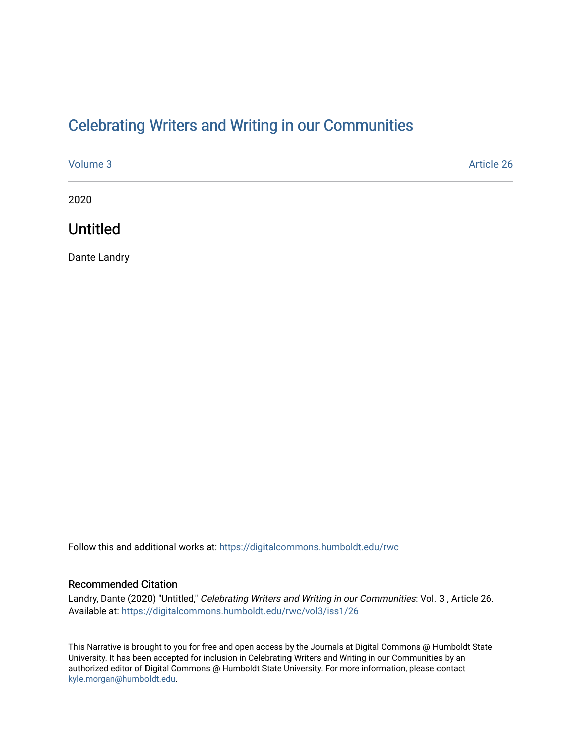# Celebrating Writers and Writing in our Communities

Volume 3 Article 26

2020

## Untitled

Dante Landry

Follow this and additional works at: https://digitalcommons.humboldt.edu/rwc

### Recommended Citation

Landry, Dante (2020) "Untitled," *Celebrating Writers and Writing in our Communities*: Vol. 3 , Article 26.
Available at: https://digitalcommons.humboldt.edu/rwc/vol3/iss1/26

This Narrative is brought to you for free and open access by the Journals at Digital Commons @ Humboldt State University. It has been accepted for inclusion in Celebrating Writers and Writing in our Communities by an authorized editor of Digital Commons @ Humboldt State University. For more information, please contact kyle.morgan@humboldt.edu.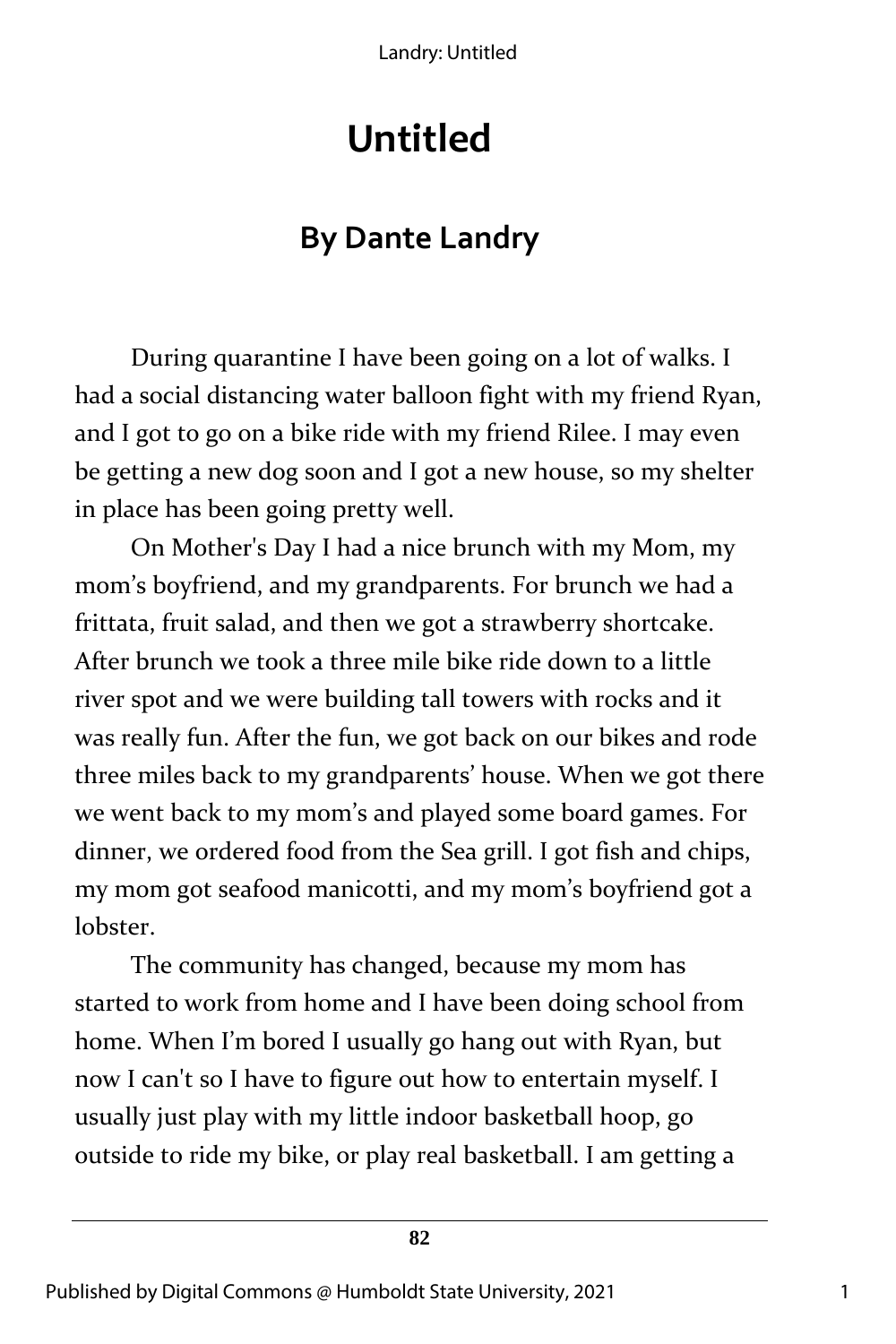# Untitled

## By Dante Landry

During quarantine I have been going on a lot of walks. I had a social distancing water balloon fight with my friend Ryan, and I got to go on a bike ride with my friend Rilee. I may even be getting a new dog soon and I got a new house, so my shelter in place has been going pretty well.

On Mother's Day I had a nice brunch with my Mom, my mom's boyfriend, and my grandparents. For brunch we had a frittata, fruit salad, and then we got a strawberry shortcake. After brunch we took a three mile bike ride down to a little river spot and we were building tall towers with rocks and it was really fun. After the fun, we got back on our bikes and rode three miles back to my grandparents' house. When we got there we went back to my mom's and played some board games. For dinner, we ordered food from the Sea grill. I got fish and chips, my mom got seafood manicotti, and my mom's boyfriend got a lobster.

The community has changed, because my mom has started to work from home and I have been doing school from home. When I'm bored I usually go hang out with Ryan, but now I can't so I have to figure out how to entertain myself. I usually just play with my little indoor basketball hoop, go outside to ride my bike, or play real basketball. I am getting a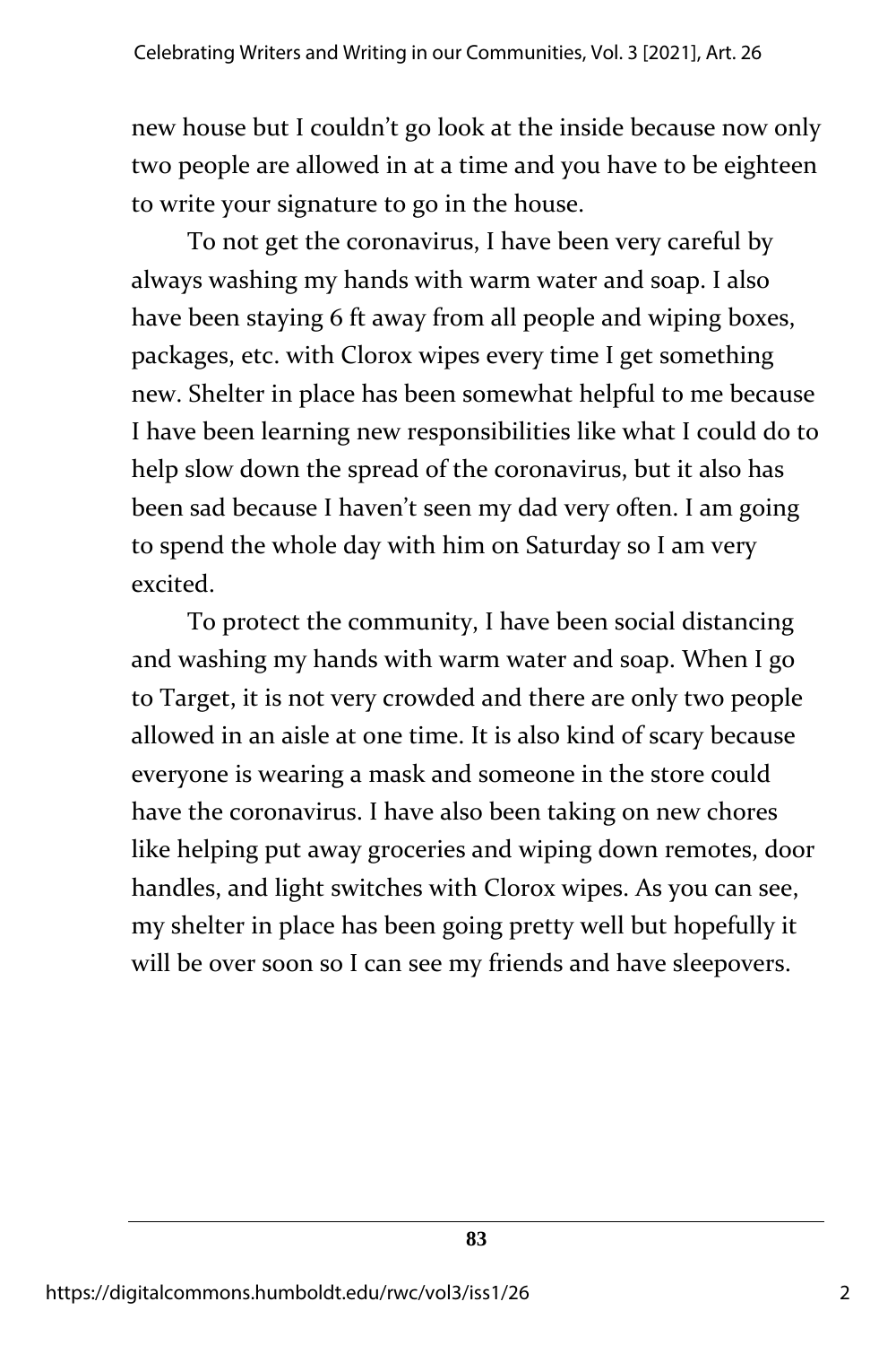new house but I couldn't go look at the inside because now only two people are allowed in at a time and you have to be eighteen to write your signature to go in the house.

To not get the coronavirus, I have been very careful by always washing my hands with warm water and soap. I also have been staying 6 ft away from all people and wiping boxes, packages, etc. with Clorox wipes every time I get something new. Shelter in place has been somewhat helpful to me because I have been learning new responsibilities like what I could do to help slow down the spread of the coronavirus, but it also has been sad because I haven't seen my dad very often. I am going to spend the whole day with him on Saturday so I am very excited.

To protect the community, I have been social distancing and washing my hands with warm water and soap. When I go to Target, it is not very crowded and there are only two people allowed in an aisle at one time. It is also kind of scary because everyone is wearing a mask and someone in the store could have the coronavirus. I have also been taking on new chores like helping put away groceries and wiping down remotes, door handles, and light switches with Clorox wipes. As you can see, my shelter in place has been going pretty well but hopefully it will be over soon so I can see my friends and have sleepovers.